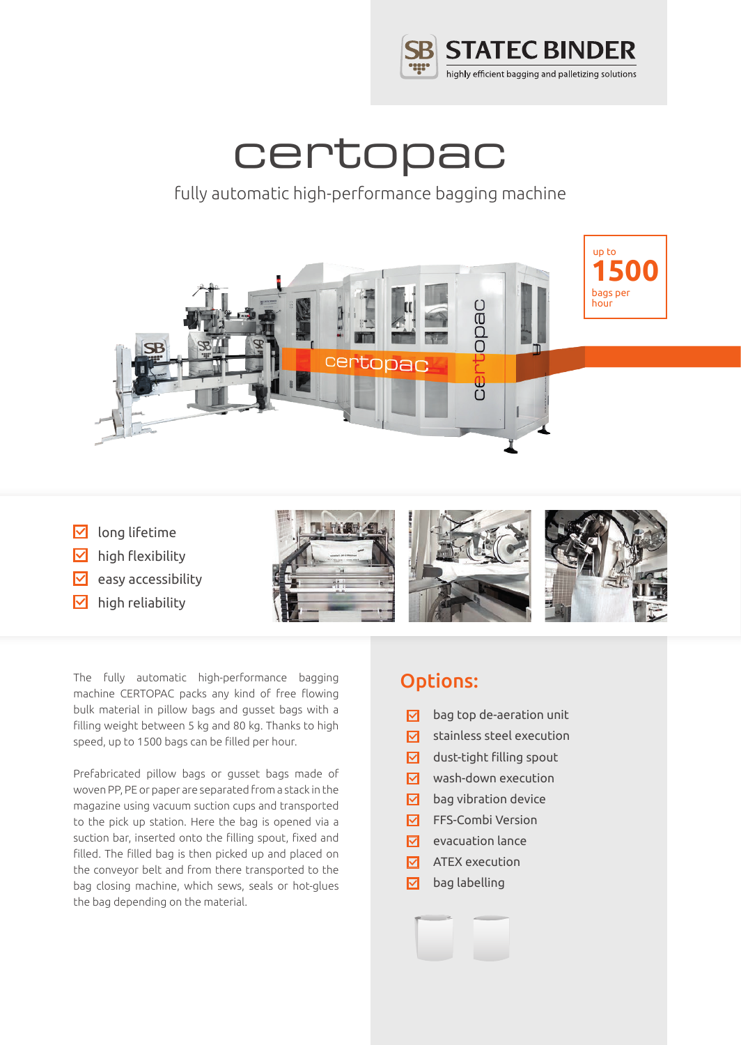STATEC BINDER

highly efficient bagging and palletizing solutions

# certopac

fully automatic high-performance bagging machine

up to **1500** bags per hour

- long lifetime
- high flexibility
- easy accessibility
- high reliability

The fully automatic high-performance bagging machine CERTOPAC packs any kind of free flowing bulk material in pillow bags and gusset bags with a filling weight between 5 kg and 80 kg. Thanks to high speed, up to 1500 bags can be filled per hour.

Prefabricated pillow bags or gusset bags made of woven PP, PE or paper are separated from a stack in the magazine using vacuum suction cups and transported to the pick up station. Here the bag is opened via a suction bar, inserted onto the filling spout, fixed and filled. The filled bag is then picked up and placed on the conveyor belt and from there transported to the bag closing machine, which sews, seals or hot-glues the bag depending on the material.

## Options:

- bag top de-aeration unit
- stainless steel execution
- dust-tight filling spout
- wash-down execution
- bag vibration device
- FFS-Combi Version
- evacuation lance
- ATEX execution
- bag labelling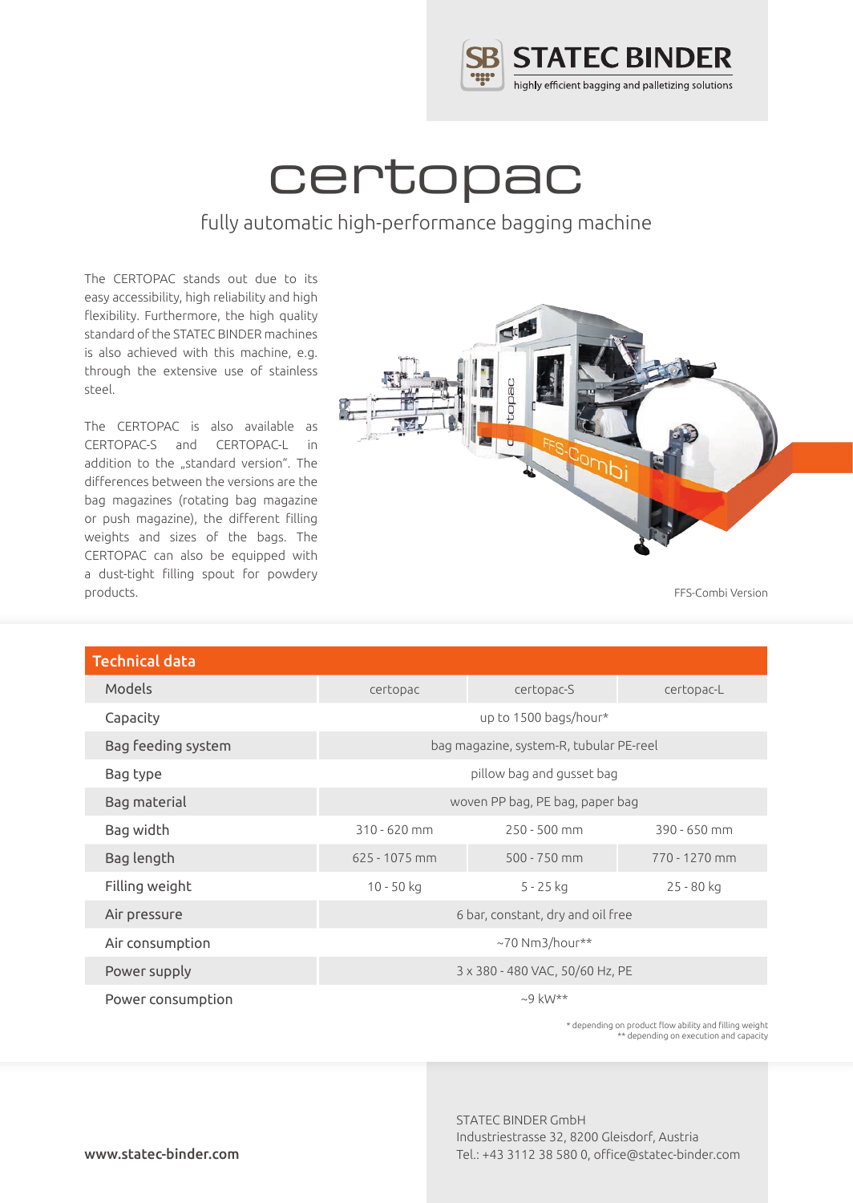STATEC BINDER
highly efficient bagging and palletizing solutions

# certopac

## fully automatic high-performance bagging machine

The CERTOPAC stands out due to its easy accessibility, high reliability and high flexibility. Furthermore, the high quality standard of the STATEC BINDER machines is also achieved with this machine, e.g. through the extensive use of stainless steel.

The CERTOPAC is also available as CERTOPAC-S and CERTOPAC-L in addition to the „standard version". The differences between the versions are the bag magazines (rotating bag magazine or push magazine), the different filling weights and sizes of the bags. The CERTOPAC can also be equipped with a dust-tight filling spout for powdery products.

FFS-Combi Version

## Technical data

| Models | certopac | certopac-S | certopac-L |
|---|---|---|---|
| Capacity | up to 1500 bags/hour* | | |
| Bag feeding system | bag magazine, system-R, tubular PE-reel | | |
| Bag type | pillow bag and gusset bag | | |
| Bag material | woven PP bag, PE bag, paper bag | | |
| Bag width | 310 - 620 mm | 250 - 500 mm | 390 - 650 mm |
| Bag length | 625 - 1075 mm | 500 - 750 mm | 770 - 1270 mm |
| Filling weight | 10 - 50 kg | 5 - 25 kg | 25 - 80 kg |
| Air pressure | 6 bar, constant, dry and oil free | | |
| Air consumption | ~70 Nm3/hour** | | |
| Power supply | 3 x 380 - 480 VAC, 50/60 Hz, PE | | |
| Power consumption | ~9 kW** | | |

\* depending on product flow ability and filling weight
\** depending on execution and capacity

www.statec-binder.com

STATEC BINDER GmbH
Industriestrasse 32, 8200 Gleisdorf, Austria
Tel.: +43 3112 38 580 0, office@statec-binder.com